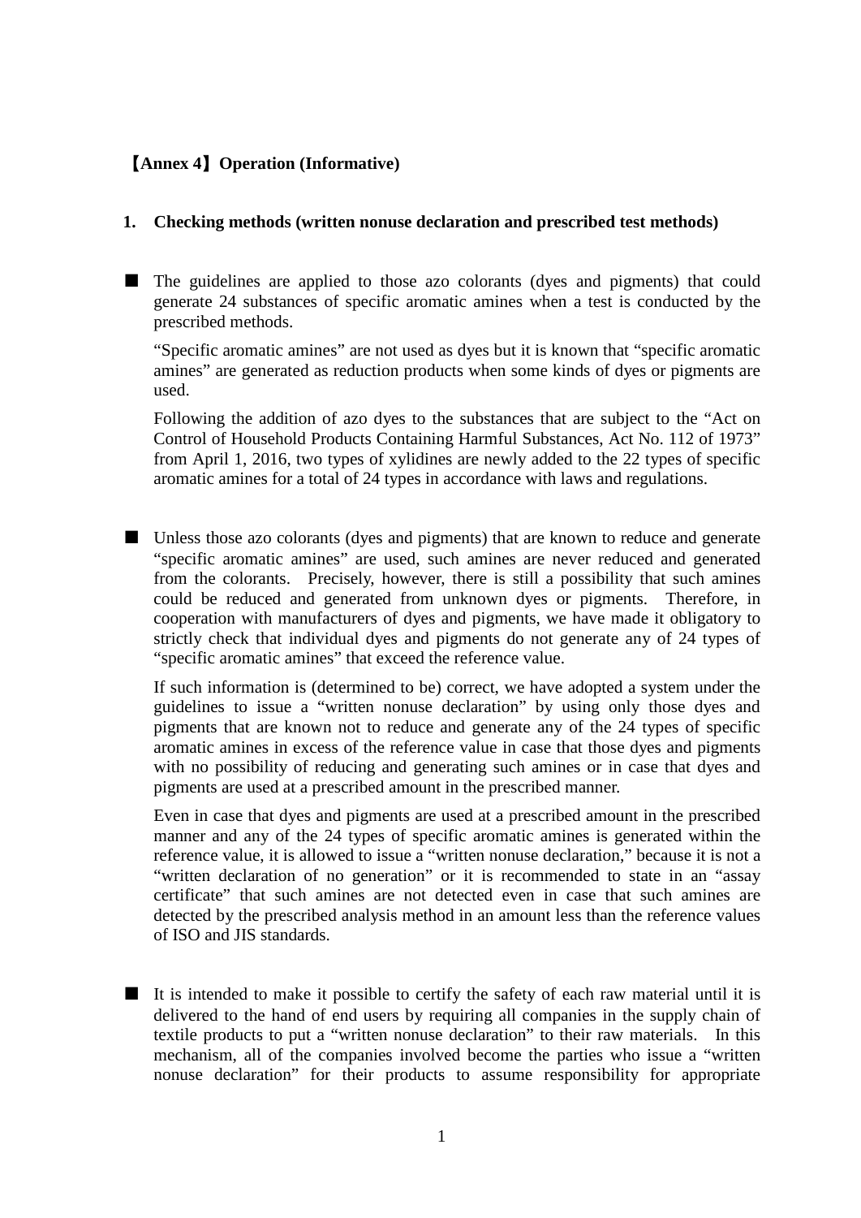## 【Annex 4】Operation (Informative)

### 1. Checking methods (written nonuse declaration and prescribed test methods)

■ The guidelines are applied to those azo colorants (dyes and pigments) that could generate 24 substances of specific aromatic amines when a test is conducted by the prescribed methods.

"Specific aromatic amines" are not used as dyes but it is known that "specific aromatic amines" are generated as reduction products when some kinds of dyes or pigments are used.

Following the addition of azo dyes to the substances that are subject to the "Act on Control of Household Products Containing Harmful Substances, Act No. 112 of 1973" from April 1, 2016, two types of xylidines are newly added to the 22 types of specific aromatic amines for a total of 24 types in accordance with laws and regulations.

■ Unless those azo colorants (dyes and pigments) that are known to reduce and generate "specific aromatic amines" are used, such amines are never reduced and generated from the colorants. Precisely, however, there is still a possibility that such amines could be reduced and generated from unknown dyes or pigments. Therefore, in cooperation with manufacturers of dyes and pigments, we have made it obligatory to strictly check that individual dyes and pigments do not generate any of 24 types of "specific aromatic amines" that exceed the reference value.

If such information is (determined to be) correct, we have adopted a system under the guidelines to issue a "written nonuse declaration" by using only those dyes and pigments that are known not to reduce and generate any of the 24 types of specific aromatic amines in excess of the reference value in case that those dyes and pigments with no possibility of reducing and generating such amines or in case that dyes and pigments are used at a prescribed amount in the prescribed manner.

Even in case that dyes and pigments are used at a prescribed amount in the prescribed manner and any of the 24 types of specific aromatic amines is generated within the reference value, it is allowed to issue a "written nonuse declaration," because it is not a "written declaration of no generation" or it is recommended to state in an "assay certificate" that such amines are not detected even in case that such amines are detected by the prescribed analysis method in an amount less than the reference values of ISO and JIS standards.

■ It is intended to make it possible to certify the safety of each raw material until it is delivered to the hand of end users by requiring all companies in the supply chain of textile products to put a "written nonuse declaration" to their raw materials. In this mechanism, all of the companies involved become the parties who issue a "written nonuse declaration" for their products to assume responsibility for appropriate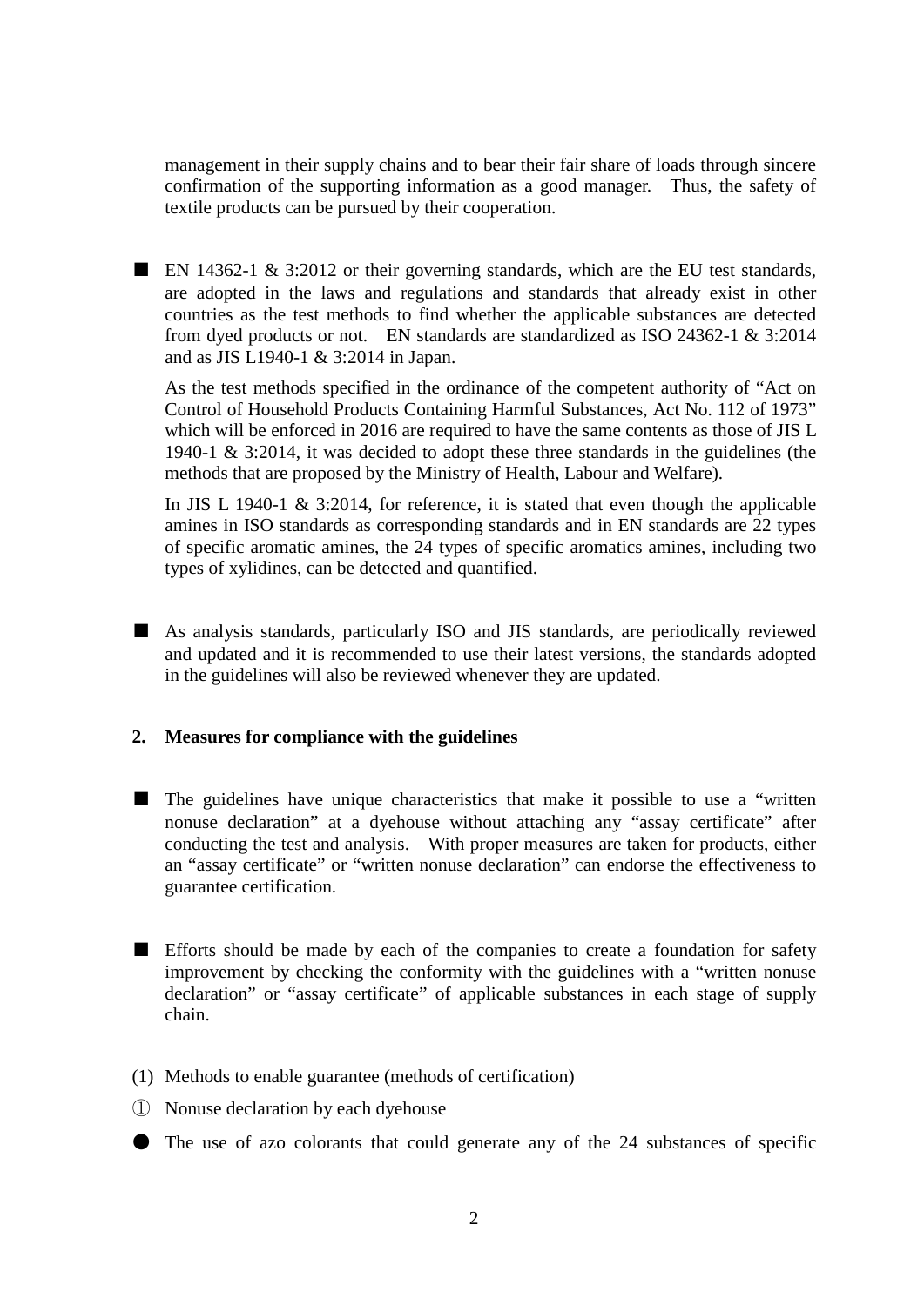management in their supply chains and to bear their fair share of loads through sincere confirmation of the supporting information as a good manager. Thus, the safety of textile products can be pursued by their cooperation.

■ EN 14362-1 & 3:2012 or their governing standards, which are the EU test standards, are adopted in the laws and regulations and standards that already exist in other countries as the test methods to find whether the applicable substances are detected from dyed products or not. EN standards are standardized as ISO 24362-1 & 3:2014 and as JIS L1940-1 & 3:2014 in Japan.

As the test methods specified in the ordinance of the competent authority of "Act on Control of Household Products Containing Harmful Substances, Act No. 112 of 1973" which will be enforced in 2016 are required to have the same contents as those of JIS L 1940-1 & 3:2014, it was decided to adopt these three standards in the guidelines (the methods that are proposed by the Ministry of Health, Labour and Welfare).

In JIS L 1940-1 & 3:2014, for reference, it is stated that even though the applicable amines in ISO standards as corresponding standards and in EN standards are 22 types of specific aromatic amines, the 24 types of specific aromatics amines, including two types of xylidines, can be detected and quantified.

■ As analysis standards, particularly ISO and JIS standards, are periodically reviewed and updated and it is recommended to use their latest versions, the standards adopted in the guidelines will also be reviewed whenever they are updated.

## 2. Measures for compliance with the guidelines

■ The guidelines have unique characteristics that make it possible to use a "written nonuse declaration" at a dyehouse without attaching any "assay certificate" after conducting the test and analysis. With proper measures are taken for products, either an "assay certificate" or "written nonuse declaration" can endorse the effectiveness to guarantee certification.

■ Efforts should be made by each of the companies to create a foundation for safety improvement by checking the conformity with the guidelines with a "written nonuse declaration" or "assay certificate" of applicable substances in each stage of supply chain.

(1) Methods to enable guarantee (methods of certification)

① Nonuse declaration by each dyehouse

● The use of azo colorants that could generate any of the 24 substances of specific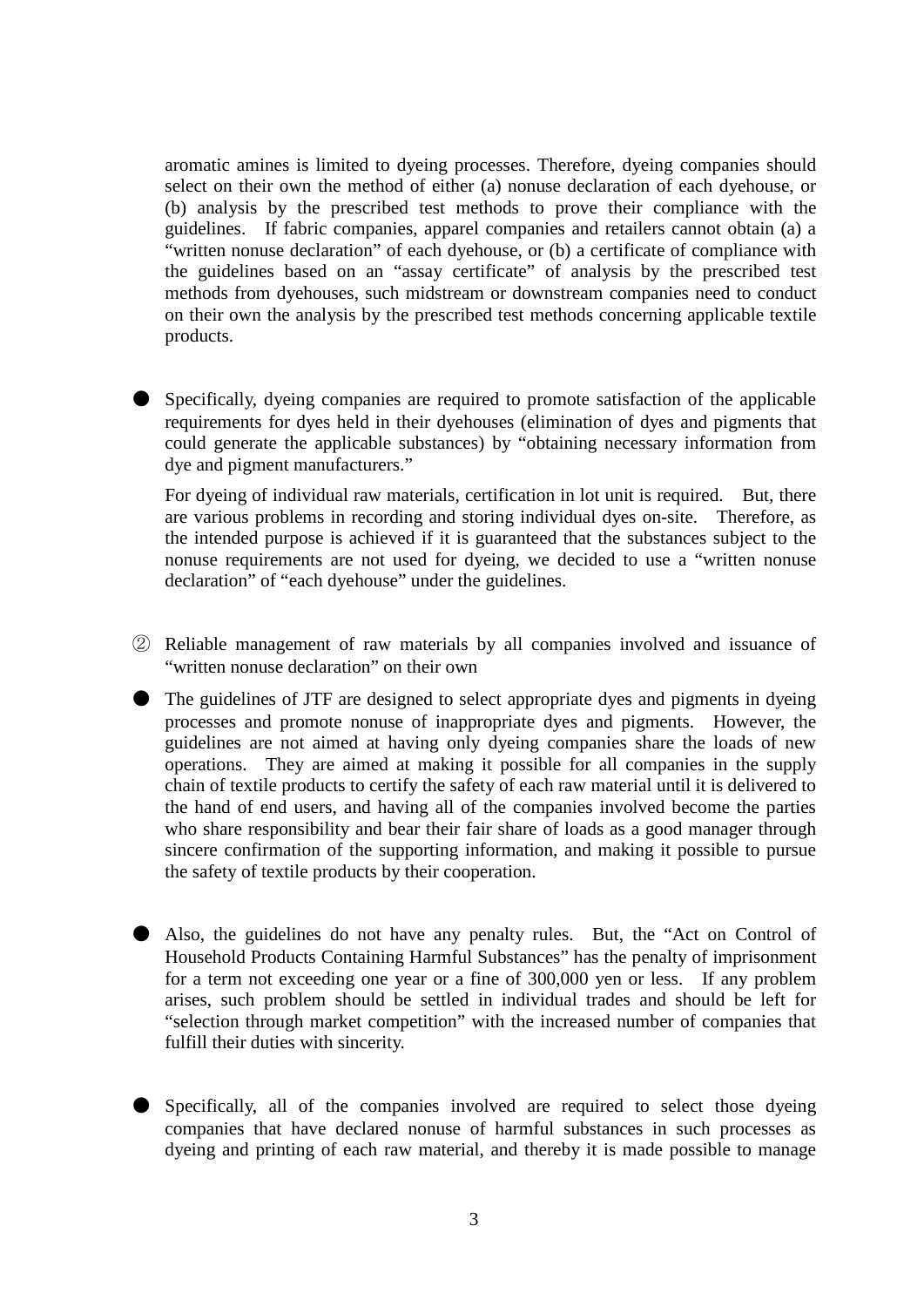aromatic amines is limited to dyeing processes. Therefore, dyeing companies should select on their own the method of either (a) nonuse declaration of each dyehouse, or (b) analysis by the prescribed test methods to prove their compliance with the guidelines. If fabric companies, apparel companies and retailers cannot obtain (a) a "written nonuse declaration" of each dyehouse, or (b) a certificate of compliance with the guidelines based on an "assay certificate" of analysis by the prescribed test methods from dyehouses, such midstream or downstream companies need to conduct on their own the analysis by the prescribed test methods concerning applicable textile products.

● Specifically, dyeing companies are required to promote satisfaction of the applicable requirements for dyes held in their dyehouses (elimination of dyes and pigments that could generate the applicable substances) by "obtaining necessary information from dye and pigment manufacturers."

  For dyeing of individual raw materials, certification in lot unit is required. But, there are various problems in recording and storing individual dyes on-site. Therefore, as the intended purpose is achieved if it is guaranteed that the substances subject to the nonuse requirements are not used for dyeing, we decided to use a "written nonuse declaration" of "each dyehouse" under the guidelines.

② Reliable management of raw materials by all companies involved and issuance of "written nonuse declaration" on their own

● The guidelines of JTF are designed to select appropriate dyes and pigments in dyeing processes and promote nonuse of inappropriate dyes and pigments. However, the guidelines are not aimed at having only dyeing companies share the loads of new operations. They are aimed at making it possible for all companies in the supply chain of textile products to certify the safety of each raw material until it is delivered to the hand of end users, and having all of the companies involved become the parties who share responsibility and bear their fair share of loads as a good manager through sincere confirmation of the supporting information, and making it possible to pursue the safety of textile products by their cooperation.

● Also, the guidelines do not have any penalty rules. But, the "Act on Control of Household Products Containing Harmful Substances" has the penalty of imprisonment for a term not exceeding one year or a fine of 300,000 yen or less. If any problem arises, such problem should be settled in individual trades and should be left for "selection through market competition" with the increased number of companies that fulfill their duties with sincerity.

● Specifically, all of the companies involved are required to select those dyeing companies that have declared nonuse of harmful substances in such processes as dyeing and printing of each raw material, and thereby it is made possible to manage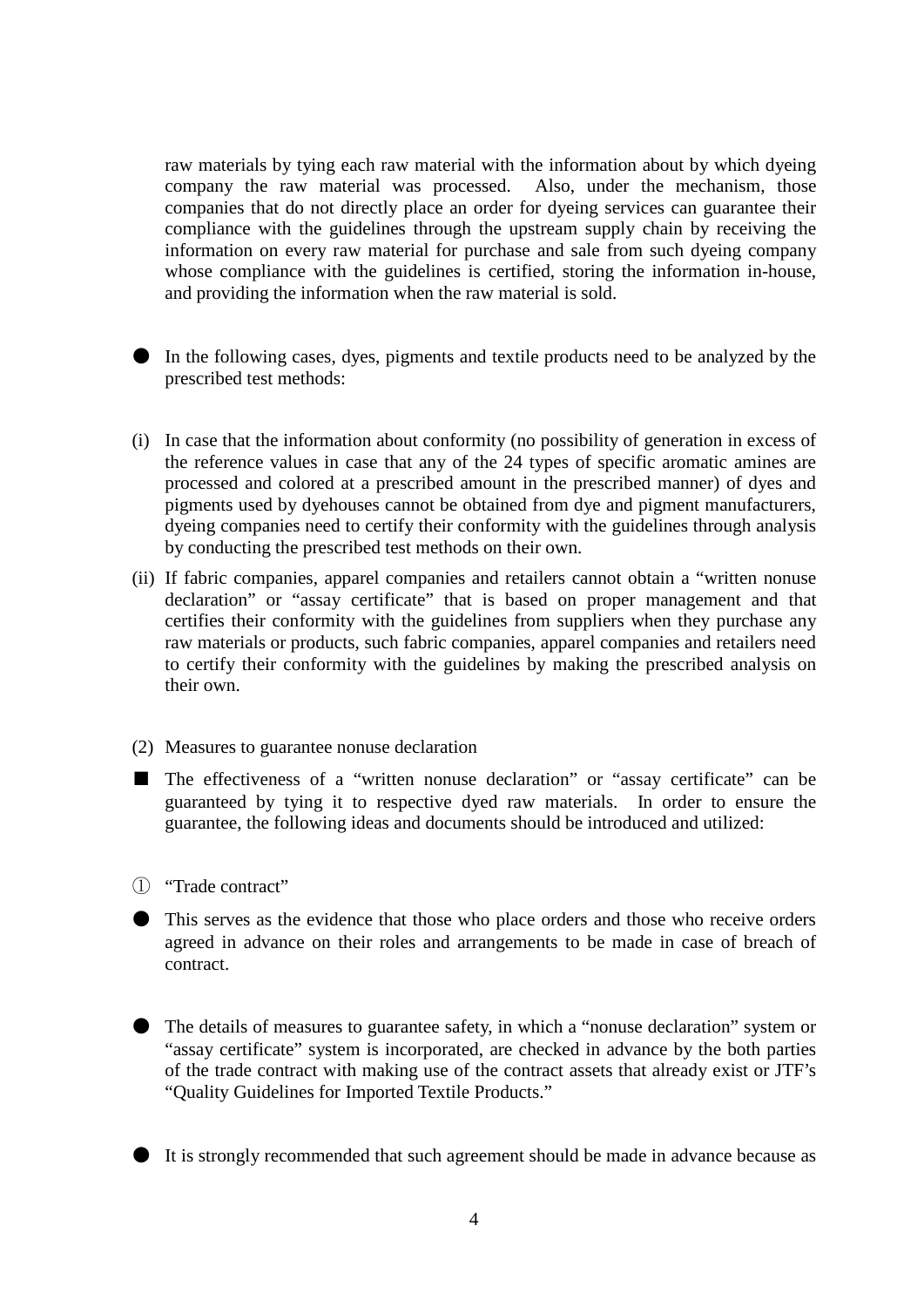raw materials by tying each raw material with the information about by which dyeing company the raw material was processed. Also, under the mechanism, those companies that do not directly place an order for dyeing services can guarantee their compliance with the guidelines through the upstream supply chain by receiving the information on every raw material for purchase and sale from such dyeing company whose compliance with the guidelines is certified, storing the information in-house, and providing the information when the raw material is sold.

● In the following cases, dyes, pigments and textile products need to be analyzed by the prescribed test methods:

(i) In case that the information about conformity (no possibility of generation in excess of the reference values in case that any of the 24 types of specific aromatic amines are processed and colored at a prescribed amount in the prescribed manner) of dyes and pigments used by dyehouses cannot be obtained from dye and pigment manufacturers, dyeing companies need to certify their conformity with the guidelines through analysis by conducting the prescribed test methods on their own.

(ii) If fabric companies, apparel companies and retailers cannot obtain a "written nonuse declaration" or "assay certificate" that is based on proper management and that certifies their conformity with the guidelines from suppliers when they purchase any raw materials or products, such fabric companies, apparel companies and retailers need to certify their conformity with the guidelines by making the prescribed analysis on their own.

(2) Measures to guarantee nonuse declaration

■ The effectiveness of a "written nonuse declaration" or "assay certificate" can be guaranteed by tying it to respective dyed raw materials. In order to ensure the guarantee, the following ideas and documents should be introduced and utilized:

① "Trade contract"

● This serves as the evidence that those who place orders and those who receive orders agreed in advance on their roles and arrangements to be made in case of breach of contract.

● The details of measures to guarantee safety, in which a "nonuse declaration" system or "assay certificate" system is incorporated, are checked in advance by the both parties of the trade contract with making use of the contract assets that already exist or JTF's "Quality Guidelines for Imported Textile Products."

● It is strongly recommended that such agreement should be made in advance because as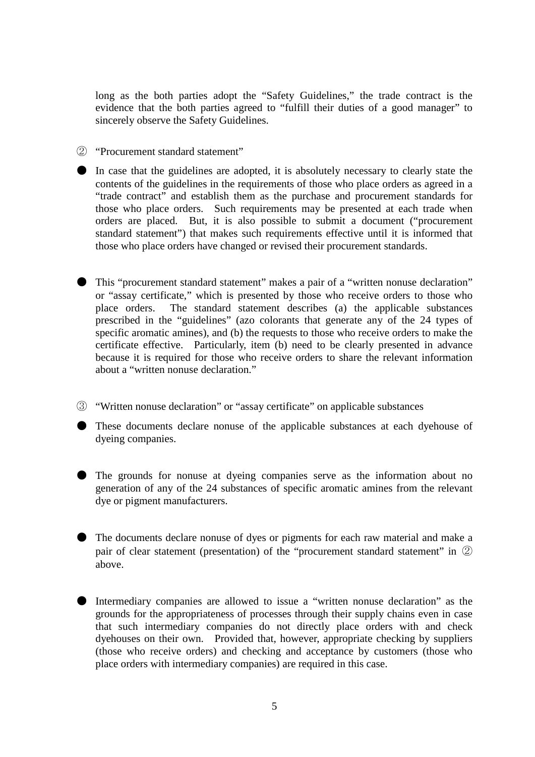long as the both parties adopt the "Safety Guidelines," the trade contract is the evidence that the both parties agreed to "fulfill their duties of a good manager" to sincerely observe the Safety Guidelines.

② "Procurement standard statement"

● In case that the guidelines are adopted, it is absolutely necessary to clearly state the contents of the guidelines in the requirements of those who place orders as agreed in a "trade contract" and establish them as the purchase and procurement standards for those who place orders. Such requirements may be presented at each trade when orders are placed. But, it is also possible to submit a document ("procurement standard statement") that makes such requirements effective until it is informed that those who place orders have changed or revised their procurement standards.

● This "procurement standard statement" makes a pair of a "written nonuse declaration" or "assay certificate," which is presented by those who receive orders to those who place orders. The standard statement describes (a) the applicable substances prescribed in the "guidelines" (azo colorants that generate any of the 24 types of specific aromatic amines), and (b) the requests to those who receive orders to make the certificate effective. Particularly, item (b) need to be clearly presented in advance because it is required for those who receive orders to share the relevant information about a "written nonuse declaration."

③ "Written nonuse declaration" or "assay certificate" on applicable substances

● These documents declare nonuse of the applicable substances at each dyehouse of dyeing companies.

● The grounds for nonuse at dyeing companies serve as the information about no generation of any of the 24 substances of specific aromatic amines from the relevant dye or pigment manufacturers.

● The documents declare nonuse of dyes or pigments for each raw material and make a pair of clear statement (presentation) of the "procurement standard statement" in ② above.

● Intermediary companies are allowed to issue a "written nonuse declaration" as the grounds for the appropriateness of processes through their supply chains even in case that such intermediary companies do not directly place orders with and check dyehouses on their own. Provided that, however, appropriate checking by suppliers (those who receive orders) and checking and acceptance by customers (those who place orders with intermediary companies) are required in this case.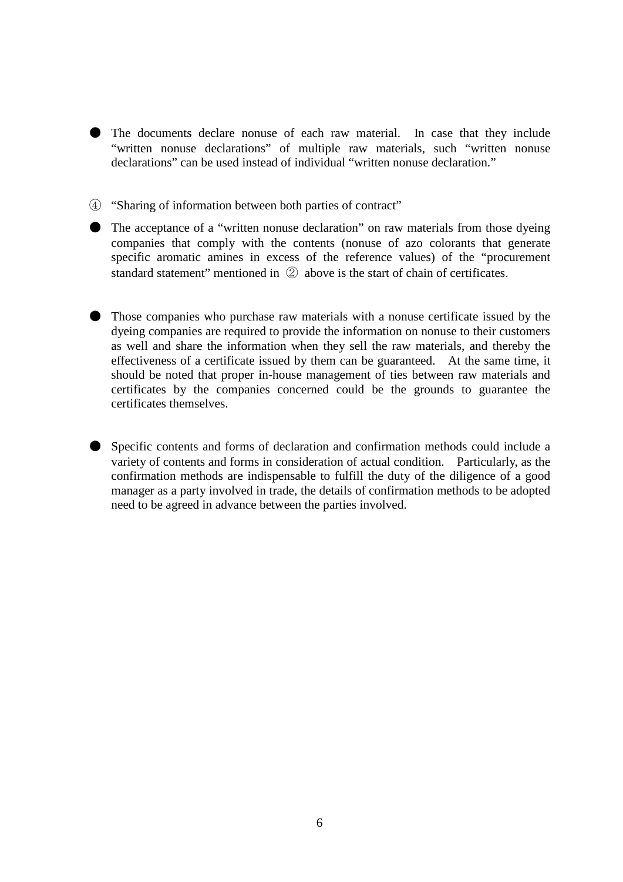- The documents declare nonuse of each raw material. In case that they include "written nonuse declarations" of multiple raw materials, such "written nonuse declarations" can be used instead of individual "written nonuse declaration."

④ "Sharing of information between both parties of contract"

- The acceptance of a "written nonuse declaration" on raw materials from those dyeing companies that comply with the contents (nonuse of azo colorants that generate specific aromatic amines in excess of the reference values) of the "procurement standard statement" mentioned in ② above is the start of chain of certificates.

- Those companies who purchase raw materials with a nonuse certificate issued by the dyeing companies are required to provide the information on nonuse to their customers as well and share the information when they sell the raw materials, and thereby the effectiveness of a certificate issued by them can be guaranteed. At the same time, it should be noted that proper in-house management of ties between raw materials and certificates by the companies concerned could be the grounds to guarantee the certificates themselves.

- Specific contents and forms of declaration and confirmation methods could include a variety of contents and forms in consideration of actual condition. Particularly, as the confirmation methods are indispensable to fulfill the duty of the diligence of a good manager as a party involved in trade, the details of confirmation methods to be adopted need to be agreed in advance between the parties involved.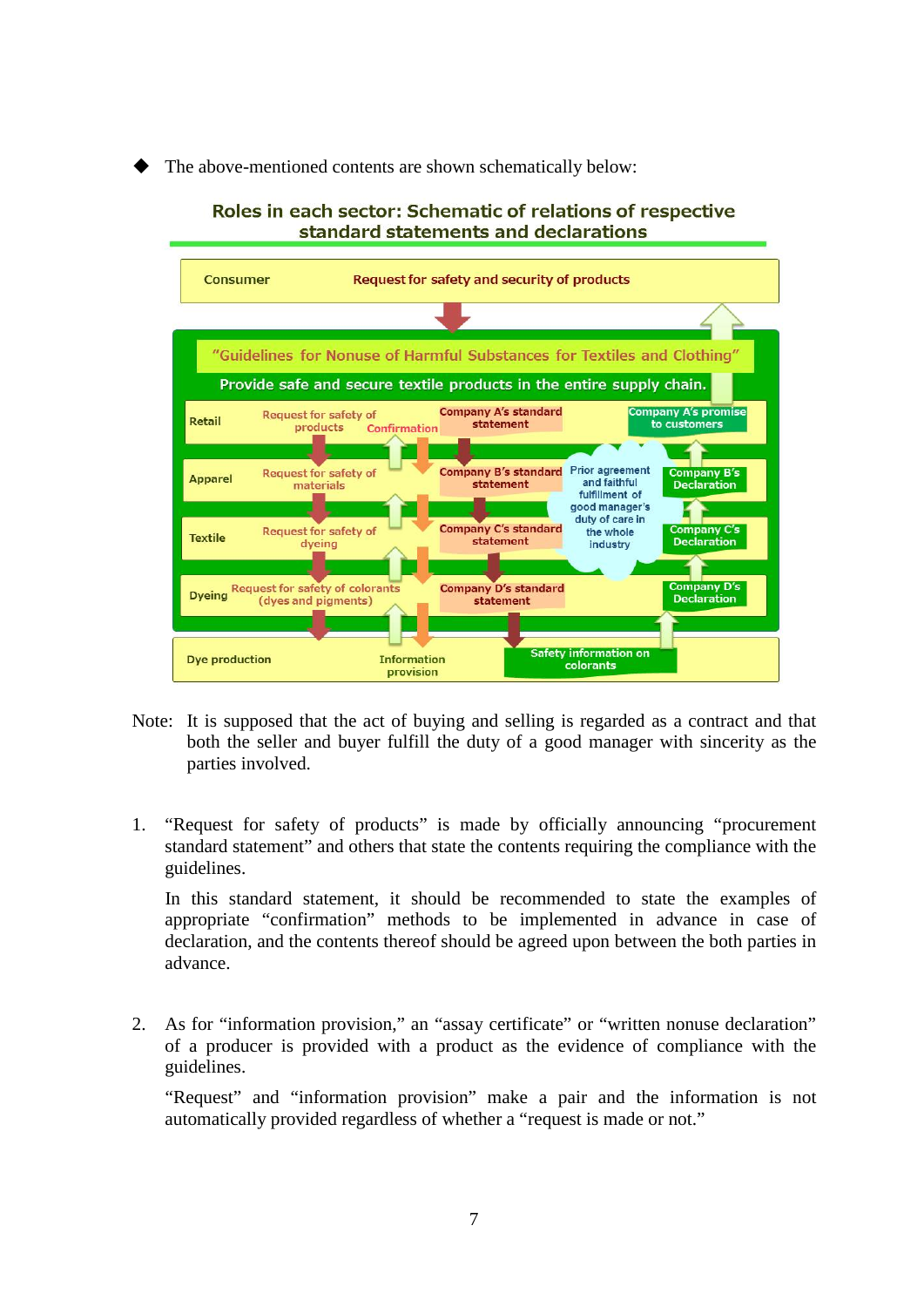◆ The above-mentioned contents are shown schematically below:

**Roles in each sector: Schematic of relations of respective standard statements and declarations**

Consumer — Request for safety and security of products

"Guidelines for Nonuse of Harmful Substances for Textiles and Clothing"

Provide safe and secure textile products in the entire supply chain.

| Sector | Request | Confirmation | Standard statement | | Declaration |
|---|---|---|---|---|---|
| Retail | Request for safety of products | Confirmation | Company A's standard statement | Prior agreement and faithful fulfillment of good manager's duty of care in the whole industry | Company A's promise to customers |
| Apparel | Request for safety of materials | | Company B's standard statement | | Company B's Declaration |
| Textile | Request for safety of dyeing | | Company C's standard statement | | Company C's Declaration |
| Dyeing | Request for safety of colorants (dyes and pigments) | | Company D's standard statement | | Company D's Declaration |
| Dye production | | Information provision | Safety information on colorants | | |

Note: It is supposed that the act of buying and selling is regarded as a contract and that both the seller and buyer fulfill the duty of a good manager with sincerity as the parties involved.

1. "Request for safety of products" is made by officially announcing "procurement standard statement" and others that state the contents requiring the compliance with the guidelines.

   In this standard statement, it should be recommended to state the examples of appropriate "confirmation" methods to be implemented in advance in case of declaration, and the contents thereof should be agreed upon between the both parties in advance.

2. As for "information provision," an "assay certificate" or "written nonuse declaration" of a producer is provided with a product as the evidence of compliance with the guidelines.

   "Request" and "information provision" make a pair and the information is not automatically provided regardless of whether a "request is made or not."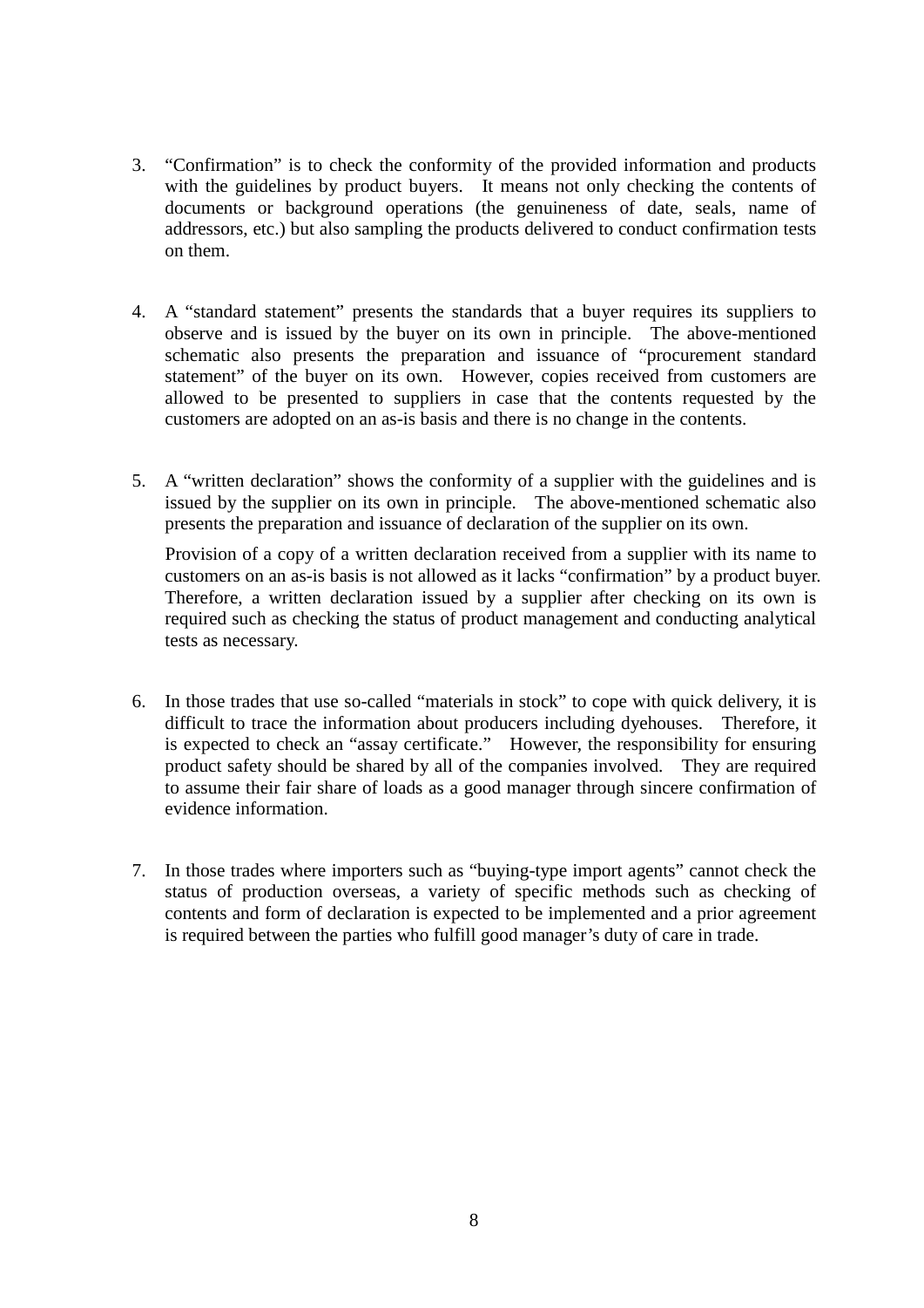3. "Confirmation" is to check the conformity of the provided information and products with the guidelines by product buyers. It means not only checking the contents of documents or background operations (the genuineness of date, seals, name of addressors, etc.) but also sampling the products delivered to conduct confirmation tests on them.

4. A "standard statement" presents the standards that a buyer requires its suppliers to observe and is issued by the buyer on its own in principle. The above-mentioned schematic also presents the preparation and issuance of "procurement standard statement" of the buyer on its own. However, copies received from customers are allowed to be presented to suppliers in case that the contents requested by the customers are adopted on an as-is basis and there is no change in the contents.

5. A "written declaration" shows the conformity of a supplier with the guidelines and is issued by the supplier on its own in principle. The above-mentioned schematic also presents the preparation and issuance of declaration of the supplier on its own.

   Provision of a copy of a written declaration received from a supplier with its name to customers on an as-is basis is not allowed as it lacks "confirmation" by a product buyer. Therefore, a written declaration issued by a supplier after checking on its own is required such as checking the status of product management and conducting analytical tests as necessary.

6. In those trades that use so-called "materials in stock" to cope with quick delivery, it is difficult to trace the information about producers including dyehouses. Therefore, it is expected to check an "assay certificate." However, the responsibility for ensuring product safety should be shared by all of the companies involved. They are required to assume their fair share of loads as a good manager through sincere confirmation of evidence information.

7. In those trades where importers such as "buying-type import agents" cannot check the status of production overseas, a variety of specific methods such as checking of contents and form of declaration is expected to be implemented and a prior agreement is required between the parties who fulfill good manager's duty of care in trade.